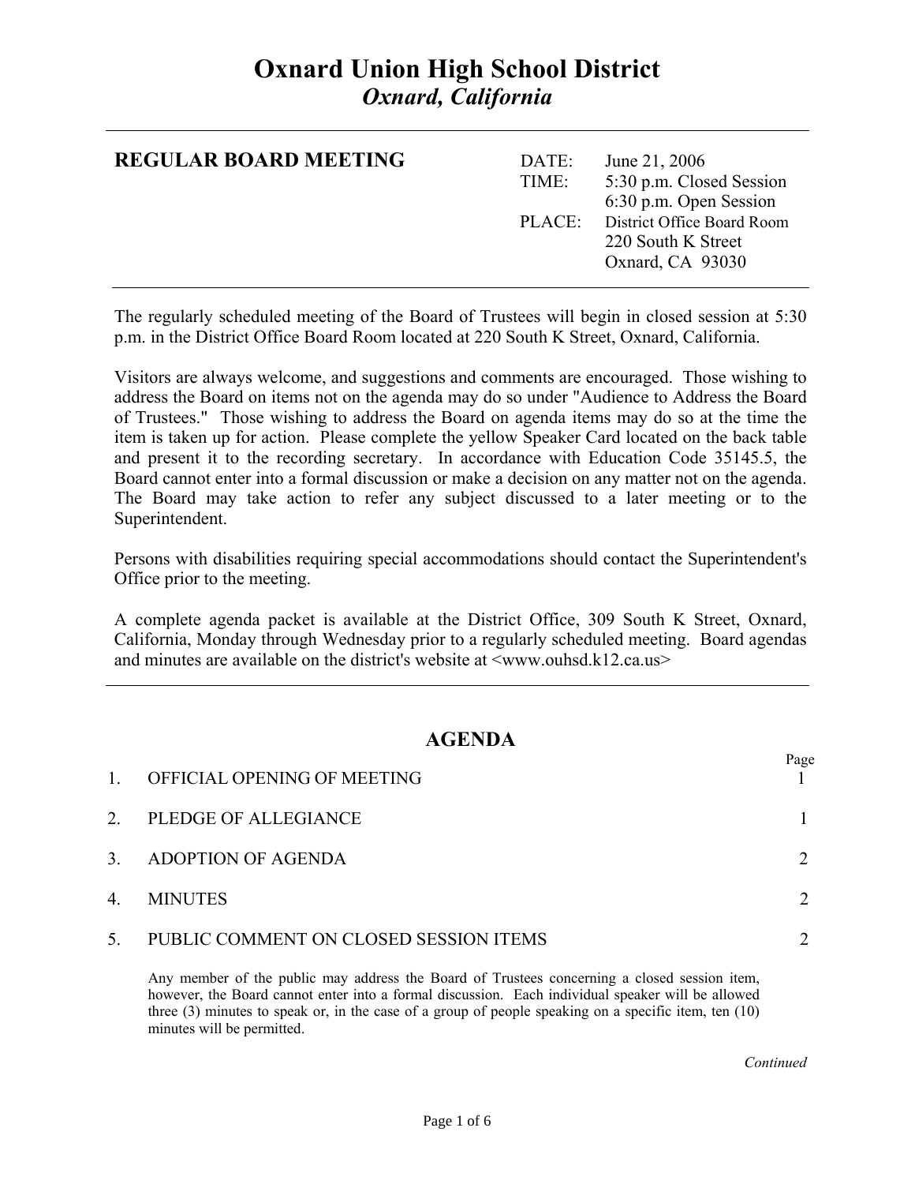# Oxnard Union High School District

***Oxnard, California***

---

**REGULAR BOARD MEETING**

| | |
|---|---|
| DATE: | June 21, 2006 |
| TIME: | 5:30 p.m. Closed Session<br>6:30 p.m. Open Session |
| PLACE: | District Office Board Room<br>220 South K Street<br>Oxnard, CA 93030 |

---

The regularly scheduled meeting of the Board of Trustees will begin in closed session at 5:30 p.m. in the District Office Board Room located at 220 South K Street, Oxnard, California.

Visitors are always welcome, and suggestions and comments are encouraged. Those wishing to address the Board on items not on the agenda may do so under "Audience to Address the Board of Trustees." Those wishing to address the Board on agenda items may do so at the time the item is taken up for action. Please complete the yellow Speaker Card located on the back table and present it to the recording secretary. In accordance with Education Code 35145.5, the Board cannot enter into a formal discussion or make a decision on any matter not on the agenda. The Board may take action to refer any subject discussed to a later meeting or to the Superintendent.

Persons with disabilities requiring special accommodations should contact the Superintendent's Office prior to the meeting.

A complete agenda packet is available at the District Office, 309 South K Street, Oxnard, California, Monday through Wednesday prior to a regularly scheduled meeting. Board agendas and minutes are available on the district's website at <www.ouhsd.k12.ca.us>

---

## AGENDA

| | | Page |
|---|---|---|
| 1. | OFFICIAL OPENING OF MEETING | 1 |
| 2. | PLEDGE OF ALLEGIANCE | 1 |
| 3. | ADOPTION OF AGENDA | 2 |
| 4. | MINUTES | 2 |
| 5. | PUBLIC COMMENT ON CLOSED SESSION ITEMS | 2 |

Any member of the public may address the Board of Trustees concerning a closed session item, however, the Board cannot enter into a formal discussion. Each individual speaker will be allowed three (3) minutes to speak or, in the case of a group of people speaking on a specific item, ten (10) minutes will be permitted.

*Continued*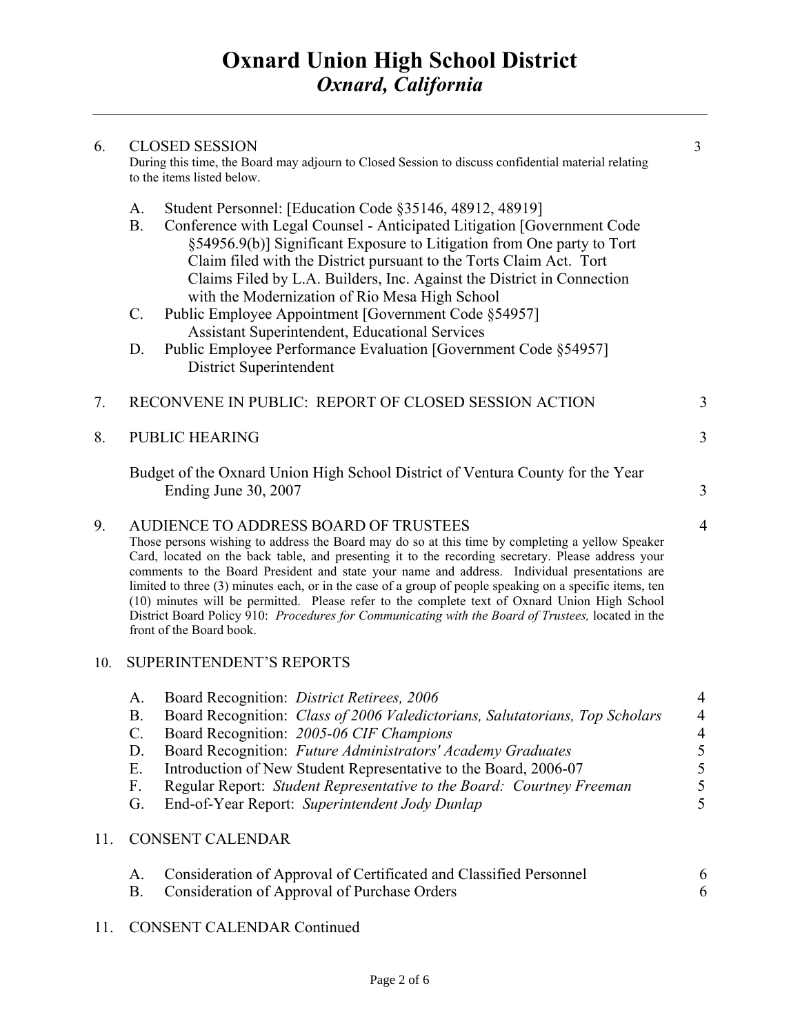# Oxnard Union High School District
## *Oxnard, California*

---

6. CLOSED SESSION — 3

During this time, the Board may adjourn to Closed Session to discuss confidential material relating to the items listed below.

   A. Student Personnel: [Education Code §35146, 48912, 48919]
   B. Conference with Legal Counsel - Anticipated Litigation [Government Code §54956.9(b)] Significant Exposure to Litigation from One party to Tort Claim filed with the District pursuant to the Torts Claim Act. Tort Claims Filed by L.A. Builders, Inc. Against the District in Connection with the Modernization of Rio Mesa High School
   C. Public Employee Appointment [Government Code §54957] Assistant Superintendent, Educational Services
   D. Public Employee Performance Evaluation [Government Code §54957] District Superintendent

7. RECONVENE IN PUBLIC: REPORT OF CLOSED SESSION ACTION — 3

8. PUBLIC HEARING — 3

   Budget of the Oxnard Union High School District of Ventura County for the Year Ending June 30, 2007 — 3

9. AUDIENCE TO ADDRESS BOARD OF TRUSTEES — 4

Those persons wishing to address the Board may do so at this time by completing a yellow Speaker Card, located on the back table, and presenting it to the recording secretary. Please address your comments to the Board President and state your name and address. Individual presentations are limited to three (3) minutes each, or in the case of a group of people speaking on a specific items, ten (10) minutes will be permitted. Please refer to the complete text of Oxnard Union High School District Board Policy 910: *Procedures for Communicating with the Board of Trustees,* located in the front of the Board book.

10. SUPERINTENDENT'S REPORTS

   A. Board Recognition: *District Retirees, 2006* — 4
   B. Board Recognition: *Class of 2006 Valedictorians, Salutatorians, Top Scholars* — 4
   C. Board Recognition: *2005-06 CIF Champions* — 4
   D. Board Recognition: *Future Administrators' Academy Graduates* — 5
   E. Introduction of New Student Representative to the Board, 2006-07 — 5
   F. Regular Report: *Student Representative to the Board: Courtney Freeman* — 5
   G. End-of-Year Report: *Superintendent Jody Dunlap* — 5

11. CONSENT CALENDAR

   A. Consideration of Approval of Certificated and Classified Personnel — 6
   B. Consideration of Approval of Purchase Orders — 6

11. CONSENT CALENDAR Continued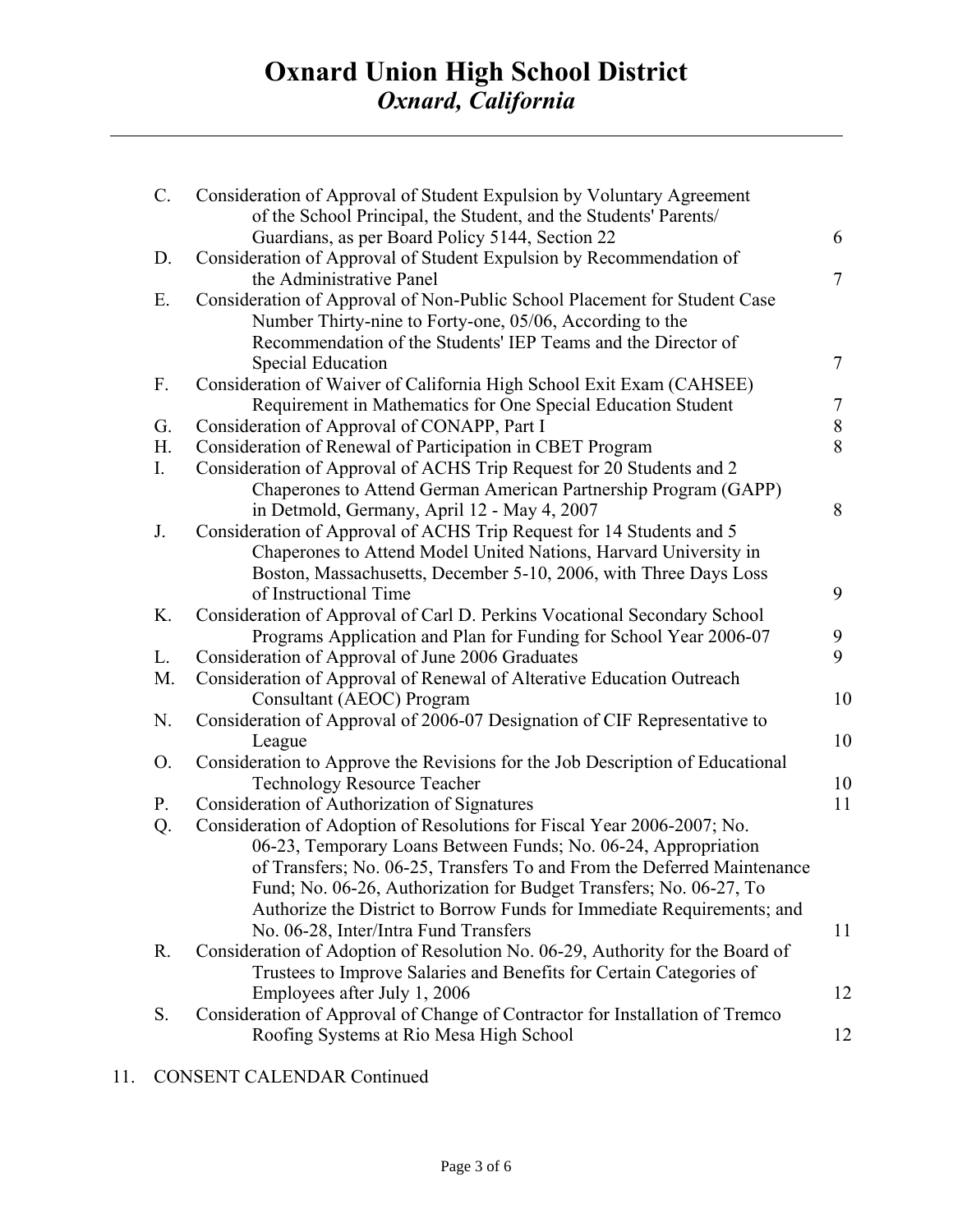# Oxnard Union High School District
## *Oxnard, California*

C. Consideration of Approval of Student Expulsion by Voluntary Agreement of the School Principal, the Student, and the Students' Parents/ Guardians, as per Board Policy 5144, Section 22 — 6

D. Consideration of Approval of Student Expulsion by Recommendation of the Administrative Panel — 7

E. Consideration of Approval of Non-Public School Placement for Student Case Number Thirty-nine to Forty-one, 05/06, According to the Recommendation of the Students' IEP Teams and the Director of Special Education — 7

F. Consideration of Waiver of California High School Exit Exam (CAHSEE) Requirement in Mathematics for One Special Education Student — 7

G. Consideration of Approval of CONAPP, Part I — 8

H. Consideration of Renewal of Participation in CBET Program — 8

I. Consideration of Approval of ACHS Trip Request for 20 Students and 2 Chaperones to Attend German American Partnership Program (GAPP) in Detmold, Germany, April 12 - May 4, 2007 — 8

J. Consideration of Approval of ACHS Trip Request for 14 Students and 5 Chaperones to Attend Model United Nations, Harvard University in Boston, Massachusetts, December 5-10, 2006, with Three Days Loss of Instructional Time — 9

K. Consideration of Approval of Carl D. Perkins Vocational Secondary School Programs Application and Plan for Funding for School Year 2006-07 — 9

L. Consideration of Approval of June 2006 Graduates — 9

M. Consideration of Approval of Renewal of Alterative Education Outreach Consultant (AEOC) Program — 10

N. Consideration of Approval of 2006-07 Designation of CIF Representative to League — 10

O. Consideration to Approve the Revisions for the Job Description of Educational Technology Resource Teacher — 10

P. Consideration of Authorization of Signatures — 11

Q. Consideration of Adoption of Resolutions for Fiscal Year 2006-2007; No. 06-23, Temporary Loans Between Funds; No. 06-24, Appropriation of Transfers; No. 06-25, Transfers To and From the Deferred Maintenance Fund; No. 06-26, Authorization for Budget Transfers; No. 06-27, To Authorize the District to Borrow Funds for Immediate Requirements; and No. 06-28, Inter/Intra Fund Transfers — 11

R. Consideration of Adoption of Resolution No. 06-29, Authority for the Board of Trustees to Improve Salaries and Benefits for Certain Categories of Employees after July 1, 2006 — 12

S. Consideration of Approval of Change of Contractor for Installation of Tremco Roofing Systems at Rio Mesa High School — 12

11. CONSENT CALENDAR Continued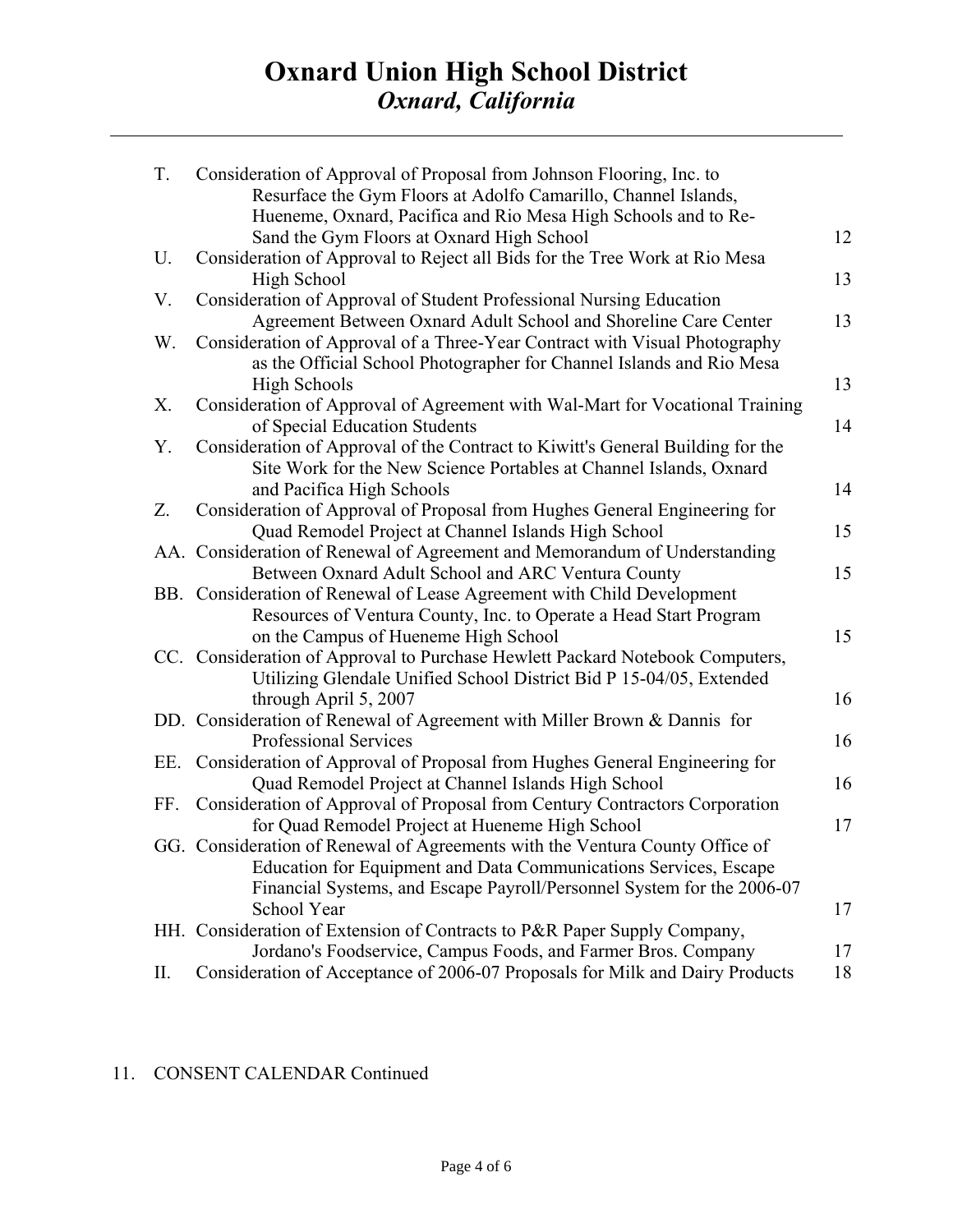# Oxnard Union High School District

## *Oxnard, California*

| | | |
|---|---|---|
| T. | Consideration of Approval of Proposal from Johnson Flooring, Inc. to Resurface the Gym Floors at Adolfo Camarillo, Channel Islands, Hueneme, Oxnard, Pacifica and Rio Mesa High Schools and to Re-Sand the Gym Floors at Oxnard High School | 12 |
| U. | Consideration of Approval to Reject all Bids for the Tree Work at Rio Mesa High School | 13 |
| V. | Consideration of Approval of Student Professional Nursing Education Agreement Between Oxnard Adult School and Shoreline Care Center | 13 |
| W. | Consideration of Approval of a Three-Year Contract with Visual Photography as the Official School Photographer for Channel Islands and Rio Mesa High Schools | 13 |
| X. | Consideration of Approval of Agreement with Wal-Mart for Vocational Training of Special Education Students | 14 |
| Y. | Consideration of Approval of the Contract to Kiwitt's General Building for the Site Work for the New Science Portables at Channel Islands, Oxnard and Pacifica High Schools | 14 |
| Z. | Consideration of Approval of Proposal from Hughes General Engineering for Quad Remodel Project at Channel Islands High School | 15 |
| AA. | Consideration of Renewal of Agreement and Memorandum of Understanding Between Oxnard Adult School and ARC Ventura County | 15 |
| BB. | Consideration of Renewal of Lease Agreement with Child Development Resources of Ventura County, Inc. to Operate a Head Start Program on the Campus of Hueneme High School | 15 |
| CC. | Consideration of Approval to Purchase Hewlett Packard Notebook Computers, Utilizing Glendale Unified School District Bid P 15-04/05, Extended through April 5, 2007 | 16 |
| DD. | Consideration of Renewal of Agreement with Miller Brown & Dannis for Professional Services | 16 |
| EE. | Consideration of Approval of Proposal from Hughes General Engineering for Quad Remodel Project at Channel Islands High School | 16 |
| FF. | Consideration of Approval of Proposal from Century Contractors Corporation for Quad Remodel Project at Hueneme High School | 17 |
| GG. | Consideration of Renewal of Agreements with the Ventura County Office of Education for Equipment and Data Communications Services, Escape Financial Systems, and Escape Payroll/Personnel System for the 2006-07 School Year | 17 |
| HH. | Consideration of Extension of Contracts to P&R Paper Supply Company, Jordano's Foodservice, Campus Foods, and Farmer Bros. Company | 17 |
| II. | Consideration of Acceptance of 2006-07 Proposals for Milk and Dairy Products | 18 |

11. CONSENT CALENDAR Continued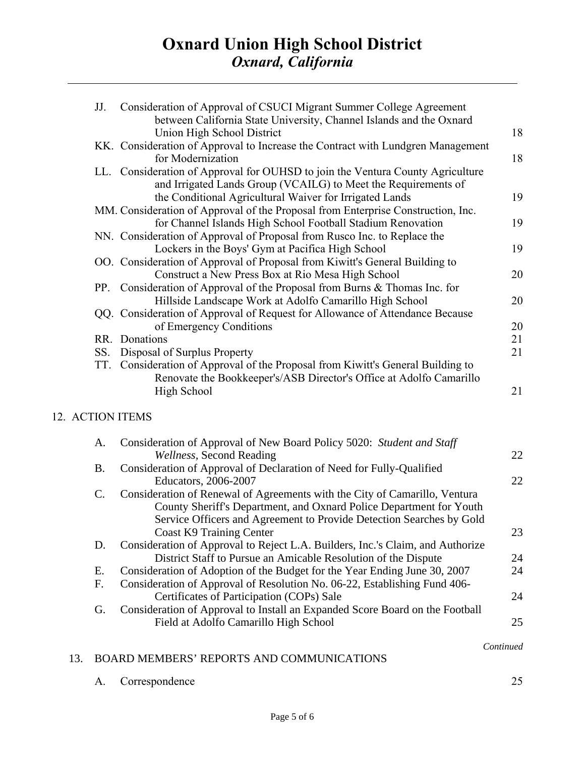# Oxnard Union High School District
## *Oxnard, California*

| | | |
|---|---|---|
| JJ. | Consideration of Approval of CSUCI Migrant Summer College Agreement between California State University, Channel Islands and the Oxnard Union High School District | 18 |
| KK. | Consideration of Approval to Increase the Contract with Lundgren Management for Modernization | 18 |
| LL. | Consideration of Approval for OUHSD to join the Ventura County Agriculture and Irrigated Lands Group (VCAILG) to Meet the Requirements of the Conditional Agricultural Waiver for Irrigated Lands | 19 |
| MM. | Consideration of Approval of the Proposal from Enterprise Construction, Inc. for Channel Islands High School Football Stadium Renovation | 19 |
| NN. | Consideration of Approval of Proposal from Rusco Inc. to Replace the Lockers in the Boys' Gym at Pacifica High School | 19 |
| OO. | Consideration of Approval of Proposal from Kiwitt's General Building to Construct a New Press Box at Rio Mesa High School | 20 |
| PP. | Consideration of Approval of the Proposal from Burns & Thomas Inc. for Hillside Landscape Work at Adolfo Camarillo High School | 20 |
| QQ. | Consideration of Approval of Request for Allowance of Attendance Because of Emergency Conditions | 20 |
| RR. | Donations | 21 |
| SS. | Disposal of Surplus Property | 21 |
| TT. | Consideration of Approval of the Proposal from Kiwitt's General Building to Renovate the Bookkeeper's/ASB Director's Office at Adolfo Camarillo High School | 21 |

12. ACTION ITEMS

| | | |
|---|---|---|
| A. | Consideration of Approval of New Board Policy 5020: *Student and Staff Wellness*, Second Reading | 22 |
| B. | Consideration of Approval of Declaration of Need for Fully-Qualified Educators, 2006-2007 | 22 |
| C. | Consideration of Renewal of Agreements with the City of Camarillo, Ventura County Sheriff's Department, and Oxnard Police Department for Youth Service Officers and Agreement to Provide Detection Searches by Gold Coast K9 Training Center | 23 |
| D. | Consideration of Approval to Reject L.A. Builders, Inc.'s Claim, and Authorize District Staff to Pursue an Amicable Resolution of the Dispute | 24 |
| E. | Consideration of Adoption of the Budget for the Year Ending June 30, 2007 | 24 |
| F. | Consideration of Approval of Resolution No. 06-22, Establishing Fund 406-Certificates of Participation (COPs) Sale | 24 |
| G. | Consideration of Approval to Install an Expanded Score Board on the Football Field at Adolfo Camarillo High School | 25 |

*Continued*

13. BOARD MEMBERS' REPORTS AND COMMUNICATIONS

| | | |
|---|---|---|
| A. | Correspondence | 25 |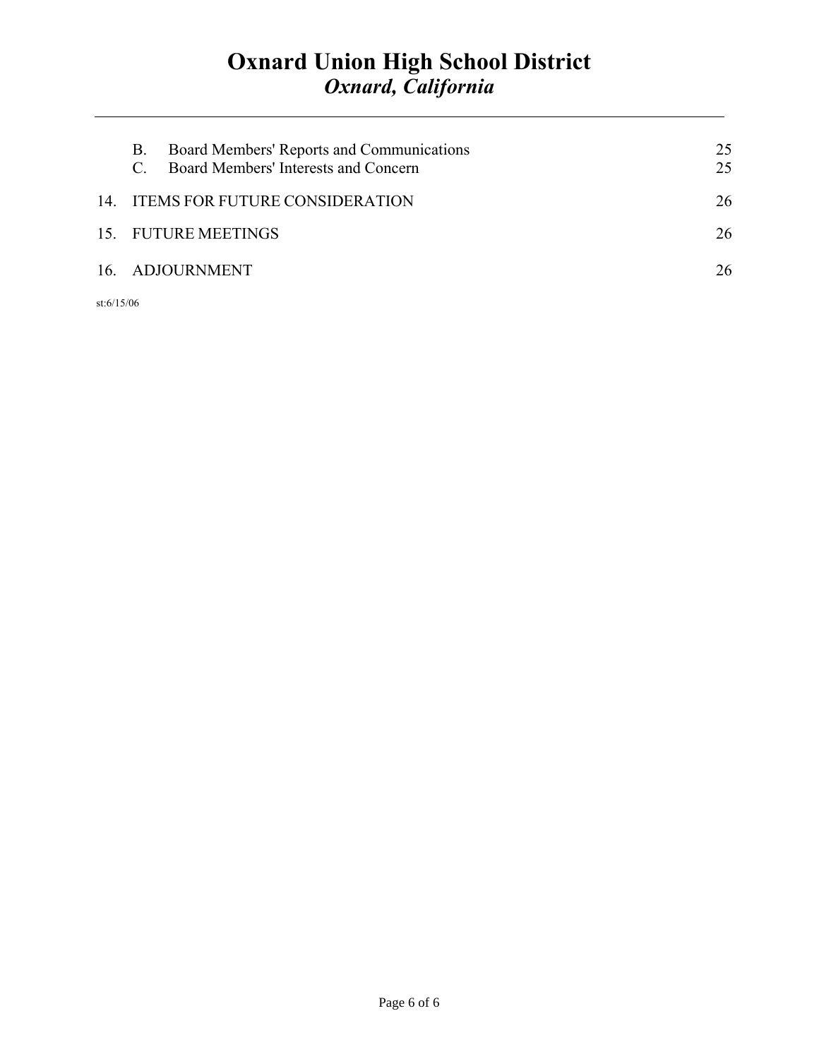# Oxnard Union High School District

## *Oxnard, California*

| | | |
|---|---|---|
| B. | Board Members' Reports and Communications | 25 |
| C. | Board Members' Interests and Concern | 25 |
| 14. | ITEMS FOR FUTURE CONSIDERATION | 26 |
| 15. | FUTURE MEETINGS | 26 |
| 16. | ADJOURNMENT | 26 |

st:6/15/06